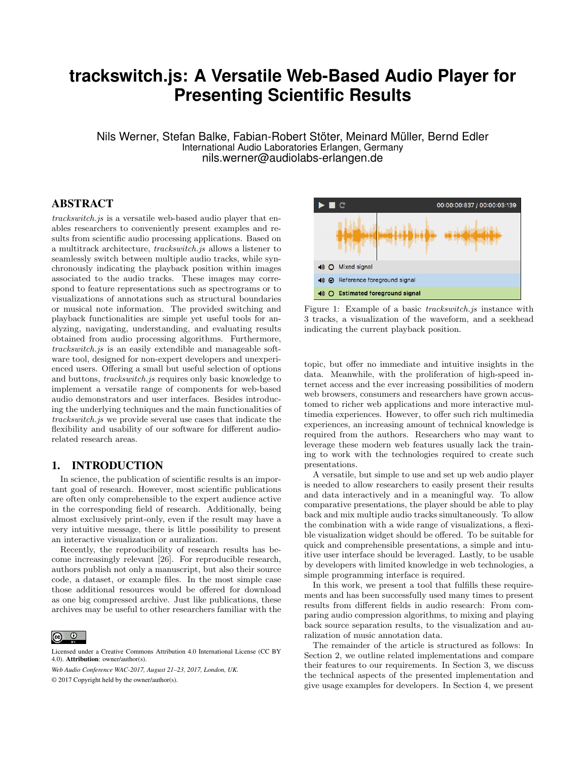# trackswitch.js: A Versatile Web-Based Audio Player for Presenting Scientific Results

Nils Werner, Stefan Balke, Fabian-Robert Stöter, Meinard Müller, Bernd Edler
International Audio Laboratories Erlangen, Germany
nils.werner@audiolabs-erlangen.de

## ABSTRACT

*trackswitch.js* is a versatile web-based audio player that enables researchers to conveniently present examples and results from scientific audio processing applications. Based on a multitrack architecture, *trackswitch.js* allows a listener to seamlessly switch between multiple audio tracks, while synchronously indicating the playback position within images associated to the audio tracks. These images may correspond to feature representations such as spectrograms or to visualizations of annotations such as structural boundaries or musical note information. The provided switching and playback functionalities are simple yet useful tools for analyzing, navigating, understanding, and evaluating results obtained from audio processing algorithms. Furthermore, *trackswitch.js* is an easily extendible and manageable software tool, designed for non-expert developers and unexperienced users. Offering a small but useful selection of options and buttons, *trackswitch.js* requires only basic knowledge to implement a versatile range of components for web-based audio demonstrators and user interfaces. Besides introducing the underlying techniques and the main functionalities of *trackswitch.js* we provide several use cases that indicate the flexibility and usability of our software for different audio-related research areas.

## 1. INTRODUCTION

In science, the publication of scientific results is an important goal of research. However, most scientific publications are often only comprehensible to the expert audience active in the corresponding field of research. Additionally, being almost exclusively print-only, even if the result may have a very intuitive message, there is little possibility to present an interactive visualization or auralization.

Recently, the reproducibility of research results has become increasingly relevant [26]. For reproducible research, authors publish not only a manuscript, but also their source code, a dataset, or example files. In the most simple case those additional resources would be offered for download as one big compressed archive. Just like publications, these archives may be useful to other researchers familiar with the topic, but offer no immediate and intuitive insights in the data. Meanwhile, with the proliferation of high-speed internet access and the ever increasing possibilities of modern web browsers, consumers and researchers have grown accustomed to richer web applications and more interactive multimedia experiences. However, to offer such rich multimedia experiences, an increasing amount of technical knowledge is required from the authors. Researchers who may want to leverage these modern web features usually lack the training to work with the technologies required to create such presentations.

A versatile, but simple to use and set up web audio player is needed to allow researchers to easily present their results and data interactively and in a meaningful way. To allow comparative presentations, the player should be able to play back and mix multiple audio tracks simultaneously. To allow the combination with a wide range of visualizations, a flexible visualization widget should be offered. To be suitable for quick and comprehensible presentations, a simple and intuitive user interface should be leveraged. Lastly, to be usable by developers with limited knowledge in web technologies, a simple programming interface is required.

In this work, we present a tool that fulfills these requirements and has been successfully used many times to present results from different fields in audio research: From comparing audio compression algorithms, to mixing and playing back source separation results, to the visualization and auralization of music annotation data.

The remainder of the article is structured as follows: In Section 2, we outline related implementations and compare their features to our requirements. In Section 3, we discuss the technical aspects of the presented implementation and give usage examples for developers. In Section 4, we present

00:00:00:837 / 00:00:03:139

Mixed signal

Reference foreground signal

Estimated foreground signal

Figure 1: Example of a basic *trackswitch.js* instance with 3 tracks, a visualization of the waveform, and a seekhead indicating the current playback position.

Licensed under a Creative Commons Attribution 4.0 International License (CC BY 4.0). **Attribution**: owner/author(s).

*Web Audio Conference WAC-2017, August 21–23, 2017, London, UK.*

© 2017 Copyright held by the owner/author(s).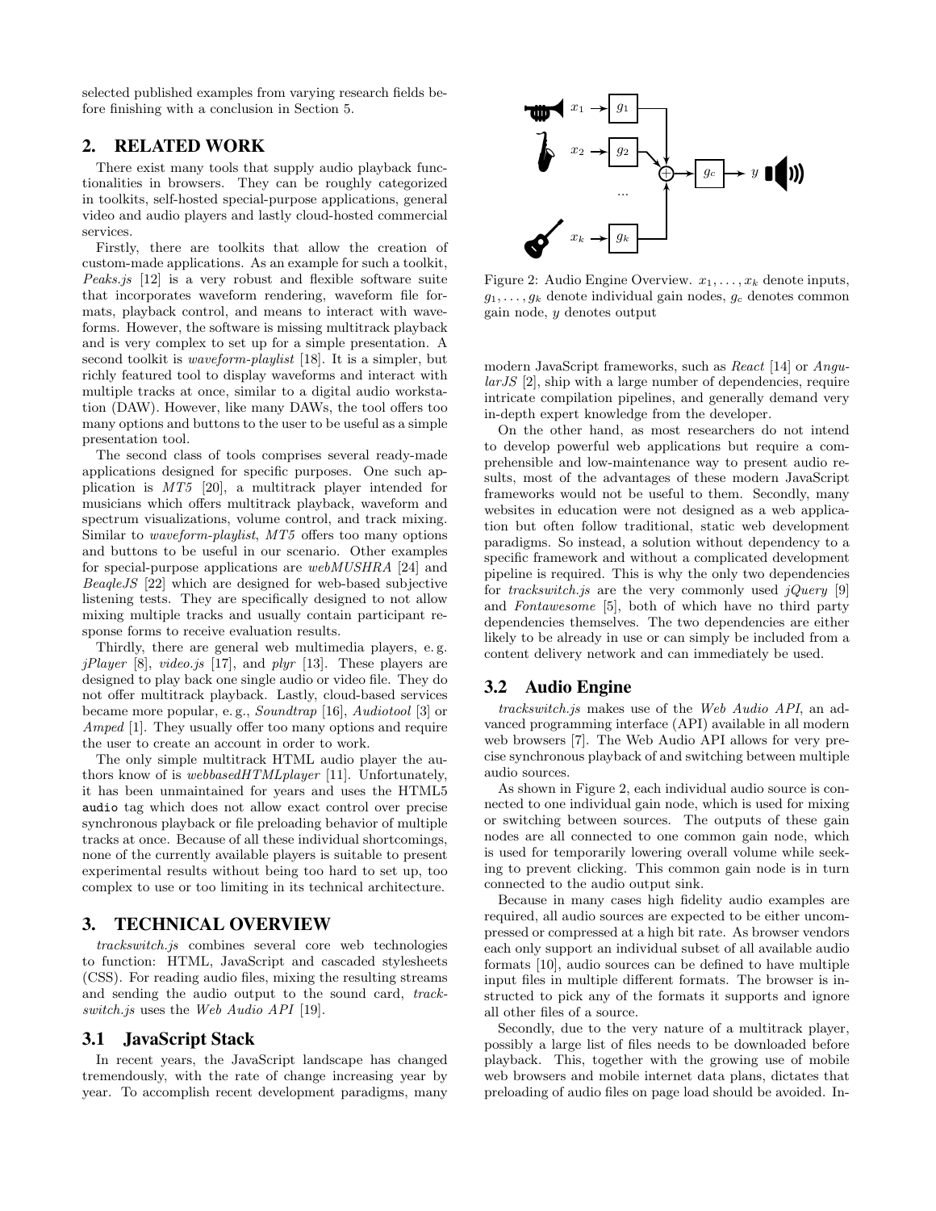selected published examples from varying research fields before finishing with a conclusion in Section 5.

## 2. RELATED WORK

There exist many tools that supply audio playback functionalities in browsers. They can be roughly categorized in toolkits, self-hosted special-purpose applications, general video and audio players and lastly cloud-hosted commercial services.

Firstly, there are toolkits that allow the creation of custom-made applications. As an example for such a toolkit, *Peaks.js* [12] is a very robust and flexible software suite that incorporates waveform rendering, waveform file formats, playback control, and means to interact with waveforms. However, the software is missing multitrack playback and is very complex to set up for a simple presentation. A second toolkit is *waveform-playlist* [18]. It is a simpler, but richly featured tool to display waveforms and interact with multiple tracks at once, similar to a digital audio workstation (DAW). However, like many DAWs, the tool offers too many options and buttons to the user to be useful as a simple presentation tool.

The second class of tools comprises several ready-made applications designed for specific purposes. One such application is *MT5* [20], a multitrack player intended for musicians which offers multitrack playback, waveform and spectrum visualizations, volume control, and track mixing. Similar to *waveform-playlist*, *MT5* offers too many options and buttons to be useful in our scenario. Other examples for special-purpose applications are *webMUSHRA* [24] and *BeaqleJS* [22] which are designed for web-based subjective listening tests. They are specifically designed to not allow mixing multiple tracks and usually contain participant response forms to receive evaluation results.

Thirdly, there are general web multimedia players, e. g. *jPlayer* [8], *video.js* [17], and *plyr* [13]. These players are designed to play back one single audio or video file. They do not offer multitrack playback. Lastly, cloud-based services became more popular, e. g., *Soundtrap* [16], *Audiotool* [3] or *Amped* [1]. They usually offer too many options and require the user to create an account in order to work.

The only simple multitrack HTML audio player the authors know of is *webbasedHTMLplayer* [11]. Unfortunately, it has been unmaintained for years and uses the HTML5 `audio` tag which does not allow exact control over precise synchronous playback or file preloading behavior of multiple tracks at once. Because of all these individual shortcomings, none of the currently available players is suitable to present experimental results without being too hard to set up, too complex to use or too limiting in its technical architecture.

## 3. TECHNICAL OVERVIEW

*trackswitch.js* combines several core web technologies to function: HTML, JavaScript and cascaded stylesheets (CSS). For reading audio files, mixing the resulting streams and sending the audio output to the sound card, *trackswitch.js* uses the *Web Audio API* [19].

### 3.1 JavaScript Stack

In recent years, the JavaScript landscape has changed tremendously, with the rate of change increasing year by year. To accomplish recent development paradigms, many modern JavaScript frameworks, such as *React* [14] or *AngularJS* [2], ship with a large number of dependencies, require intricate compilation pipelines, and generally demand very in-depth expert knowledge from the developer.

On the other hand, as most researchers do not intend to develop powerful web applications but require a comprehensible and low-maintenance way to present audio results, most of the advantages of these modern JavaScript frameworks would not be useful to them. Secondly, many websites in education were not designed as a web application but often follow traditional, static web development paradigms. So instead, a solution without dependency to a specific framework and without a complicated development pipeline is required. This is why the only two dependencies for *trackswitch.js* are the very commonly used *jQuery* [9] and *Fontawesome* [5], both of which have no third party dependencies themselves. The two dependencies are either likely to be already in use or can simply be included from a content delivery network and can immediately be used.

Figure 2: Audio Engine Overview. $x_1, \ldots, x_k$ denote inputs, $g_1, \ldots, g_k$ denote individual gain nodes, $g_c$ denotes common gain node, $y$ denotes output

### 3.2 Audio Engine

*trackswitch.js* makes use of the *Web Audio API*, an advanced programming interface (API) available in all modern web browsers [7]. The Web Audio API allows for very precise synchronous playback of and switching between multiple audio sources.

As shown in Figure 2, each individual audio source is connected to one individual gain node, which is used for mixing or switching between sources. The outputs of these gain nodes are all connected to one common gain node, which is used for temporarily lowering overall volume while seeking to prevent clicking. This common gain node is in turn connected to the audio output sink.

Because in many cases high fidelity audio examples are required, all audio sources are expected to be either uncompressed or compressed at a high bit rate. As browser vendors each only support an individual subset of all available audio formats [10], audio sources can be defined to have multiple input files in multiple different formats. The browser is instructed to pick any of the formats it supports and ignore all other files of a source.

Secondly, due to the very nature of a multitrack player, possibly a large list of files needs to be downloaded before playback. This, together with the growing use of mobile web browsers and mobile internet data plans, dictates that preloading of audio files on page load should be avoided. In-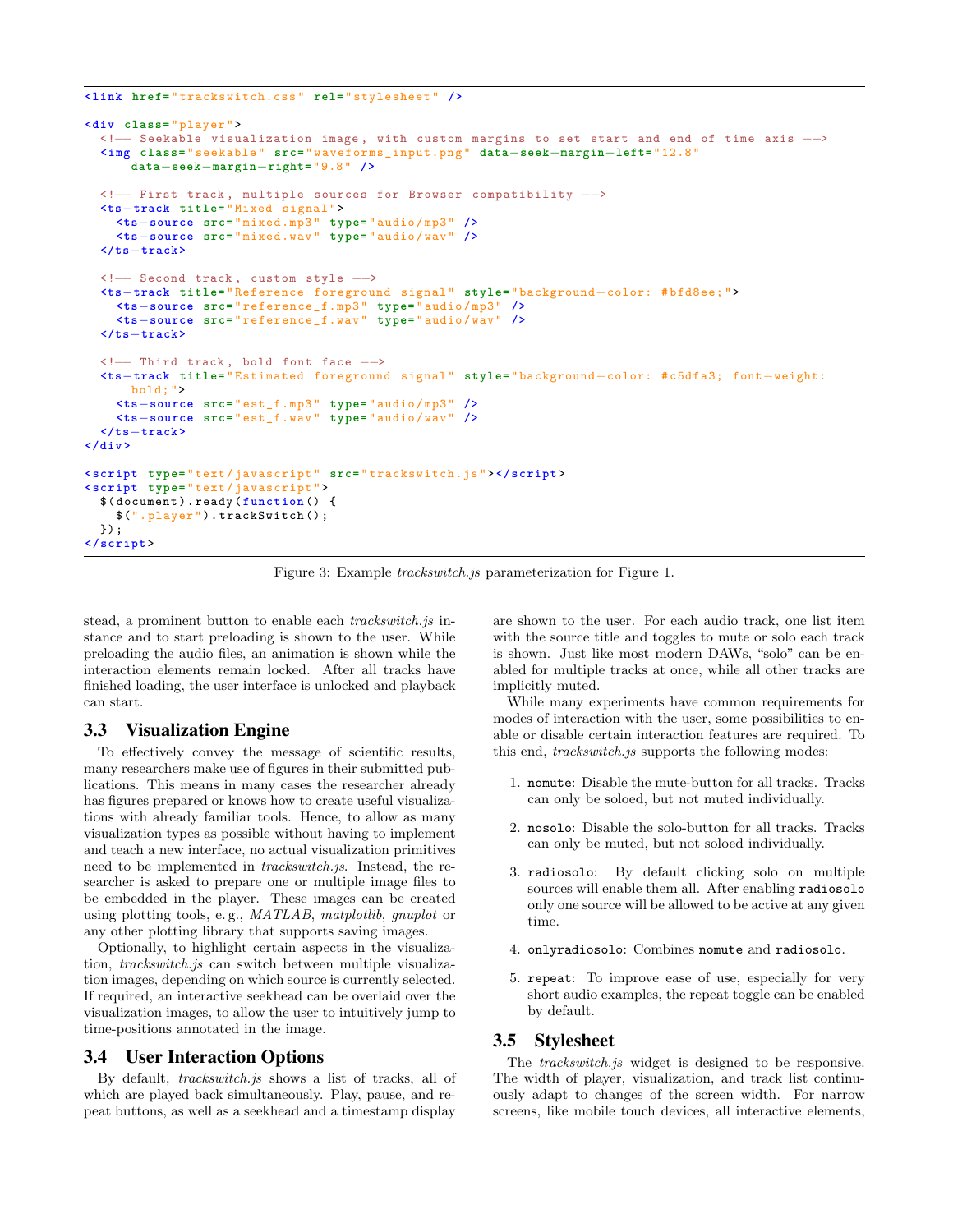```html
<link href="trackswitch.css" rel="stylesheet" />

<div class="player">
  <!-- Seekable visualization image, with custom margins to set start and end of time axis -->
  <img class="seekable" src="waveforms_input.png" data-seek-margin-left="12.8"
      data-seek-margin-right="9.8" />

  <!-- First track, multiple sources for Browser compatibility -->
  <ts-track title="Mixed signal">
    <ts-source src="mixed.mp3" type="audio/mp3" />
    <ts-source src="mixed.wav" type="audio/wav" />
  </ts-track>

  <!-- Second track, custom style -->
  <ts-track title="Reference foreground signal" style="background-color: #bfd8ee;">
    <ts-source src="reference_f.mp3" type="audio/mp3" />
    <ts-source src="reference_f.wav" type="audio/wav" />
  </ts-track>

  <!-- Third track, bold font face -->
  <ts-track title="Estimated foreground signal" style="background-color: #c5dfa3; font-weight:
      bold;">
    <ts-source src="est_f.mp3" type="audio/mp3" />
    <ts-source src="est_f.wav" type="audio/wav" />
  </ts-track>
</div>

<script type="text/javascript" src="trackswitch.js"></script>
<script type="text/javascript">
  $(document).ready(function() {
    $(".player").trackSwitch();
  });
</script>
```

Figure 3: Example *trackswitch.js* parameterization for Figure 1.

stead, a prominent button to enable each *trackswitch.js* instance and to start preloading is shown to the user. While preloading the audio files, an animation is shown while the interaction elements remain locked. After all tracks have finished loading, the user interface is unlocked and playback can start.

### 3.3 Visualization Engine

To effectively convey the message of scientific results, many researchers make use of figures in their submitted publications. This means in many cases the researcher already has figures prepared or knows how to create useful visualizations with already familiar tools. Hence, to allow as many visualization types as possible without having to implement and teach a new interface, no actual visualization primitives need to be implemented in *trackswitch.js*. Instead, the researcher is asked to prepare one or multiple image files to be embedded in the player. These images can be created using plotting tools, e. g., *MATLAB*, *matplotlib*, *gnuplot* or any other plotting library that supports saving images.

Optionally, to highlight certain aspects in the visualization, *trackswitch.js* can switch between multiple visualization images, depending on which source is currently selected. If required, an interactive seekhead can be overlaid over the visualization images, to allow the user to intuitively jump to time-positions annotated in the image.

### 3.4 User Interaction Options

By default, *trackswitch.js* shows a list of tracks, all of which are played back simultaneously. Play, pause, and repeat buttons, as well as a seekhead and a timestamp display are shown to the user. For each audio track, one list item with the source title and toggles to mute or solo each track is shown. Just like most modern DAWs, "solo" can be enabled for multiple tracks at once, while all other tracks are implicitly muted.

While many experiments have common requirements for modes of interaction with the user, some possibilities to enable or disable certain interaction features are required. To this end, *trackswitch.js* supports the following modes:

1. `nomute`: Disable the mute-button for all tracks. Tracks can only be soloed, but not muted individually.
2. `nosolo`: Disable the solo-button for all tracks. Tracks can only be muted, but not soloed individually.
3. `radiosolo`: By default clicking solo on multiple sources will enable them all. After enabling `radiosolo` only one source will be allowed to be active at any given time.
4. `onlyradiosolo`: Combines `nomute` and `radiosolo`.
5. `repeat`: To improve ease of use, especially for very short audio examples, the repeat toggle can be enabled by default.

### 3.5 Stylesheet

The *trackswitch.js* widget is designed to be responsive. The width of player, visualization, and track list continuously adapt to changes of the screen width. For narrow screens, like mobile touch devices, all interactive elements,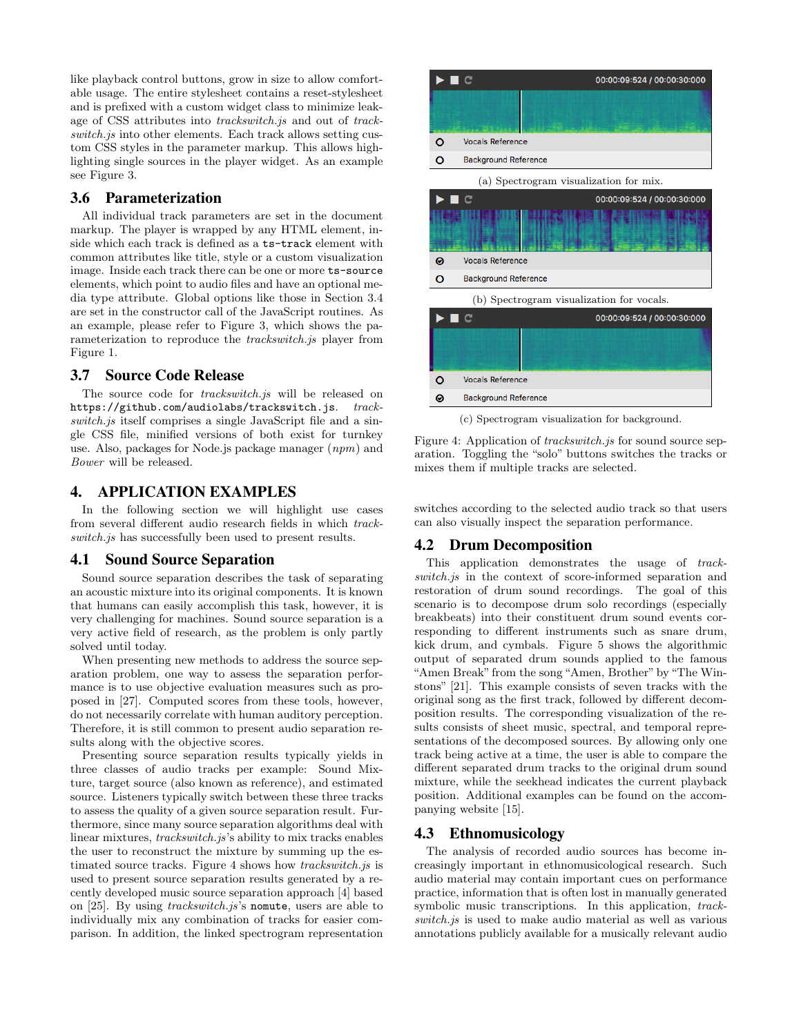like playback control buttons, grow in size to allow comfortable usage. The entire stylesheet contains a reset-stylesheet and is prefixed with a custom widget class to minimize leakage of CSS attributes into *trackswitch.js* and out of *trackswitch.js* into other elements. Each track allows setting custom CSS styles in the parameter markup. This allows highlighting single sources in the player widget. As an example see Figure 3.

### 3.6 Parameterization

All individual track parameters are set in the document markup. The player is wrapped by any HTML element, inside which each track is defined as a `ts-track` element with common attributes like title, style or a custom visualization image. Inside each track there can be one or more `ts-source` elements, which point to audio files and have an optional media type attribute. Global options like those in Section 3.4 are set in the constructor call of the JavaScript routines. As an example, please refer to Figure 3, which shows the parameterization to reproduce the *trackswitch.js* player from Figure 1.

### 3.7 Source Code Release

The source code for *trackswitch.js* will be released on `https://github.com/audiolabs/trackswitch.js`. *trackswitch.js* itself comprises a single JavaScript file and a single CSS file, minified versions of both exist for turnkey use. Also, packages for Node.js package manager (*npm*) and *Bower* will be released.

## 4. APPLICATION EXAMPLES

In the following section we will highlight use cases from several different audio research fields in which *trackswitch.js* has successfully been used to present results.

### 4.1 Sound Source Separation

Sound source separation describes the task of separating an acoustic mixture into its original components. It is known that humans can easily accomplish this task, however, it is very challenging for machines. Sound source separation is a very active field of research, as the problem is only partly solved until today.

When presenting new methods to address the source separation problem, one way to assess the separation performance is to use objective evaluation measures such as proposed in [27]. Computed scores from these tools, however, do not necessarily correlate with human auditory perception. Therefore, it is still common to present audio separation results along with the objective scores.

Presenting source separation results typically yields in three classes of audio tracks per example: Sound Mixture, target source (also known as reference), and estimated source. Listeners typically switch between these three tracks to assess the quality of a given source separation result. Furthermore, since many source separation algorithms deal with linear mixtures, *trackswitch.js*'s ability to mix tracks enables the user to reconstruct the mixture by summing up the estimated source tracks. Figure 4 shows how *trackswitch.js* is used to present source separation results generated by a recently developed music source separation approach [4] based on [25]. By using *trackswitch.js*'s `nomute`, users are able to individually mix any combination of tracks for easier comparison. In addition, the linked spectrogram representation switches according to the selected audio track so that users can also visually inspect the separation performance.

(a) Spectrogram visualization for mix.

(b) Spectrogram visualization for vocals.

(c) Spectrogram visualization for background.

Figure 4: Application of *trackswitch.js* for sound source separation. Toggling the "solo" buttons switches the tracks or mixes them if multiple tracks are selected.

### 4.2 Drum Decomposition

This application demonstrates the usage of *trackswitch.js* in the context of score-informed separation and restoration of drum sound recordings. The goal of this scenario is to decompose drum solo recordings (especially breakbeats) into their constituent drum sound events corresponding to different instruments such as snare drum, kick drum, and cymbals. Figure 5 shows the algorithmic output of separated drum sounds applied to the famous "Amen Break" from the song "Amen, Brother" by "The Winstons" [21]. This example consists of seven tracks with the original song as the first track, followed by different decomposition results. The corresponding visualization of the results consists of sheet music, spectral, and temporal representations of the decomposed sources. By allowing only one track being active at a time, the user is able to compare the different separated drum tracks to the original drum sound mixture, while the seekhead indicates the current playback position. Additional examples can be found on the accompanying website [15].

### 4.3 Ethnomusicology

The analysis of recorded audio sources has become increasingly important in ethnomusicological research. Such audio material may contain important cues on performance practice, information that is often lost in manually generated symbolic music transcriptions. In this application, *trackswitch.js* is used to make audio material as well as various annotations publicly available for a musically relevant audio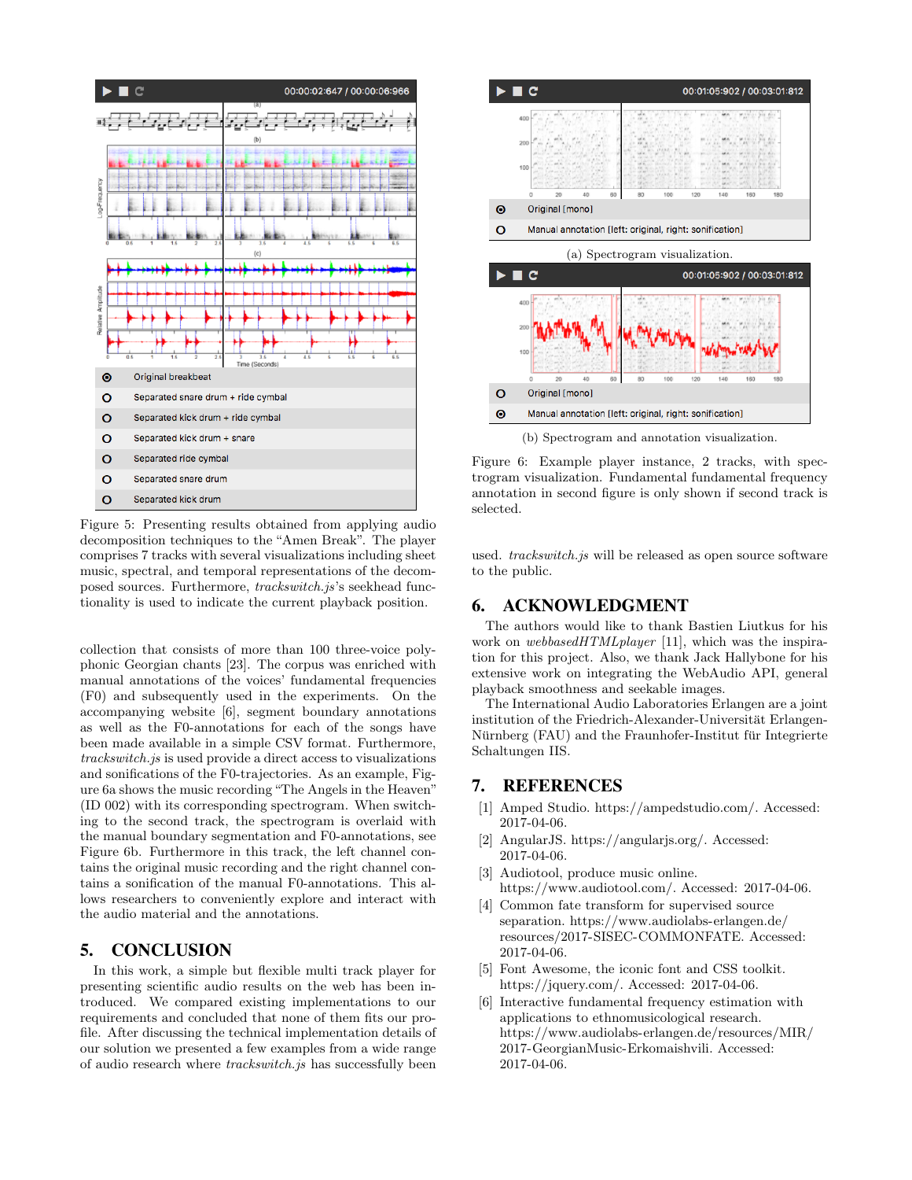Figure 5: Presenting results obtained from applying audio decomposition techniques to the "Amen Break". The player comprises 7 tracks with several visualizations including sheet music, spectral, and temporal representations of the decomposed sources. Furthermore, *trackswitch.js*'s seekhead functionality is used to indicate the current playback position.

collection that consists of more than 100 three-voice polyphonic Georgian chants [23]. The corpus was enriched with manual annotations of the voices' fundamental frequencies (F0) and subsequently used in the experiments. On the accompanying website [6], segment boundary annotations as well as the F0-annotations for each of the songs have been made available in a simple CSV format. Furthermore, *trackswitch.js* is used provide a direct access to visualizations and sonifications of the F0-trajectories. As an example, Figure 6a shows the music recording "The Angels in the Heaven" (ID 002) with its corresponding spectrogram. When switching to the second track, the spectrogram is overlaid with the manual boundary segmentation and F0-annotations, see Figure 6b. Furthermore in this track, the left channel contains the original music recording and the right channel contains a sonification of the manual F0-annotations. This allows researchers to conveniently explore and interact with the audio material and the annotations.

## 5. CONCLUSION

In this work, a simple but flexible multi track player for presenting scientific audio results on the web has been introduced. We compared existing implementations to our requirements and concluded that none of them fits our profile. After discussing the technical implementation details of our solution we presented a few examples from a wide range of audio research where *trackswitch.js* has successfully been used. *trackswitch.js* will be released as open source software to the public.

(a) Spectrogram visualization.

(b) Spectrogram and annotation visualization.

Figure 6: Example player instance, 2 tracks, with spectrogram visualization. Fundamental fundamental frequency annotation in second figure is only shown if second track is selected.

## 6. ACKNOWLEDGMENT

The authors would like to thank Bastien Liutkus for his work on *webbasedHTMLplayer* [11], which was the inspiration for this project. Also, we thank Jack Hallybone for his extensive work on integrating the WebAudio API, general playback smoothness and seekable images.

The International Audio Laboratories Erlangen are a joint institution of the Friedrich-Alexander-Universität Erlangen-Nürnberg (FAU) and the Fraunhofer-Institut für Integrierte Schaltungen IIS.

## 7. REFERENCES

[1] Amped Studio. https://ampedstudio.com/. Accessed: 2017-04-06.

[2] AngularJS. https://angularjs.org/. Accessed: 2017-04-06.

[3] Audiotool, produce music online. https://www.audiotool.com/. Accessed: 2017-04-06.

[4] Common fate transform for supervised source separation. https://www.audiolabs-erlangen.de/resources/2017-SISEC-COMMONFATE. Accessed: 2017-04-06.

[5] Font Awesome, the iconic font and CSS toolkit. https://jquery.com/. Accessed: 2017-04-06.

[6] Interactive fundamental frequency estimation with applications to ethnomusicological research. https://www.audiolabs-erlangen.de/resources/MIR/2017-GeorgianMusic-Erkomaishvili. Accessed: 2017-04-06.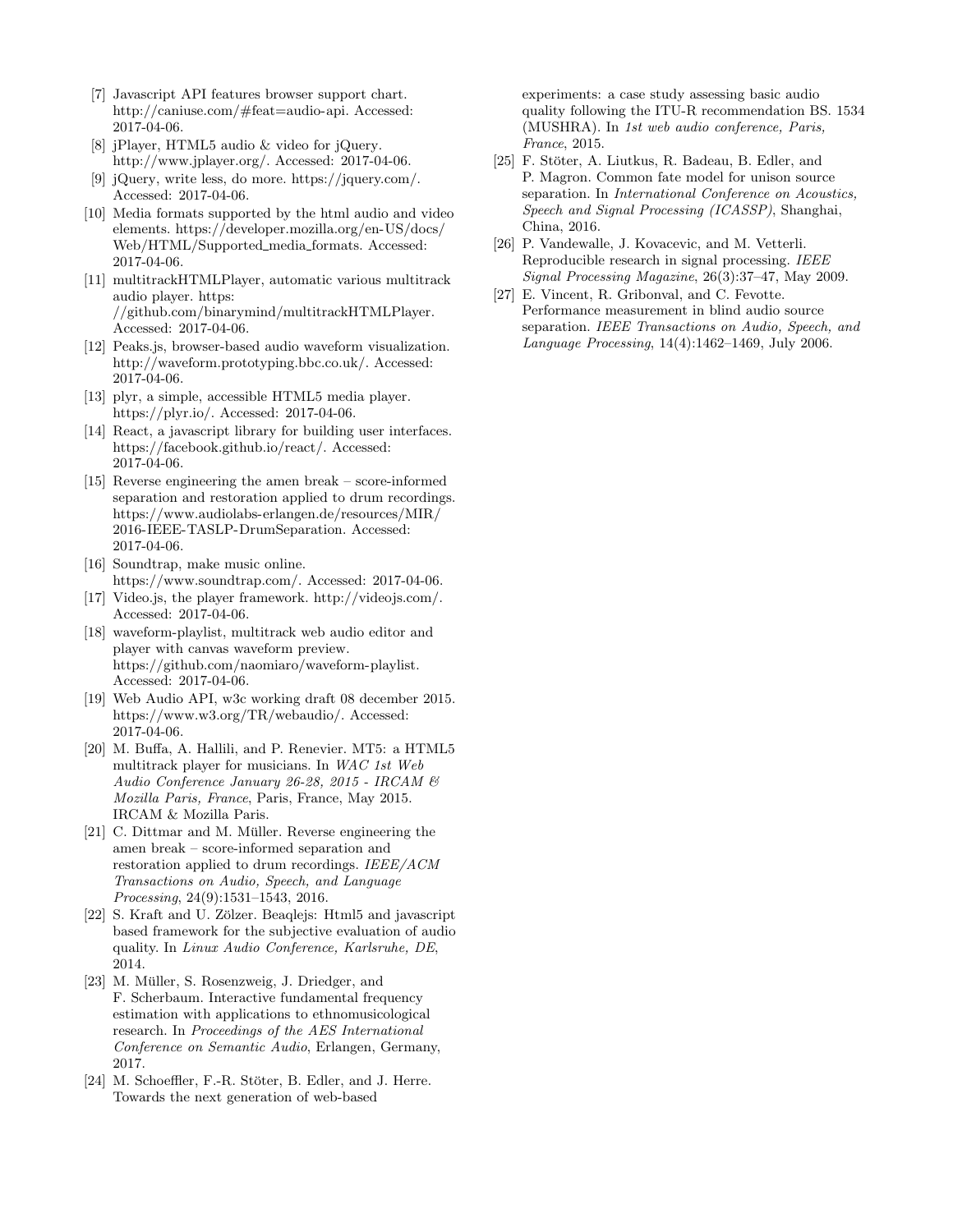[7] Javascript API features browser support chart. http://caniuse.com/#feat=audio-api. Accessed: 2017-04-06.

[8] jPlayer, HTML5 audio & video for jQuery. http://www.jplayer.org/. Accessed: 2017-04-06.

[9] jQuery, write less, do more. https://jquery.com/. Accessed: 2017-04-06.

[10] Media formats supported by the html audio and video elements. https://developer.mozilla.org/en-US/docs/Web/HTML/Supported_media_formats. Accessed: 2017-04-06.

[11] multitrackHTMLPlayer, automatic various multitrack audio player. https://github.com/binarymind/multitrackHTMLPlayer. Accessed: 2017-04-06.

[12] Peaks.js, browser-based audio waveform visualization. http://waveform.prototyping.bbc.co.uk/. Accessed: 2017-04-06.

[13] plyr, a simple, accessible HTML5 media player. https://plyr.io/. Accessed: 2017-04-06.

[14] React, a javascript library for building user interfaces. https://facebook.github.io/react/. Accessed: 2017-04-06.

[15] Reverse engineering the amen break – score-informed separation and restoration applied to drum recordings. https://www.audiolabs-erlangen.de/resources/MIR/2016-IEEE-TASLP-DrumSeparation. Accessed: 2017-04-06.

[16] Soundtrap, make music online. https://www.soundtrap.com/. Accessed: 2017-04-06.

[17] Video.js, the player framework. http://videojs.com/. Accessed: 2017-04-06.

[18] waveform-playlist, multitrack web audio editor and player with canvas waveform preview. https://github.com/naomiaro/waveform-playlist. Accessed: 2017-04-06.

[19] Web Audio API, w3c working draft 08 december 2015. https://www.w3.org/TR/webaudio/. Accessed: 2017-04-06.

[20] M. Buffa, A. Hallili, and P. Renevier. MT5: a HTML5 multitrack player for musicians. In *WAC 1st Web Audio Conference January 26-28, 2015 - IRCAM & Mozilla Paris, France*, Paris, France, May 2015. IRCAM & Mozilla Paris.

[21] C. Dittmar and M. Müller. Reverse engineering the amen break – score-informed separation and restoration applied to drum recordings. *IEEE/ACM Transactions on Audio, Speech, and Language Processing*, 24(9):1531–1543, 2016.

[22] S. Kraft and U. Zölzer. Beaqlejs: Html5 and javascript based framework for the subjective evaluation of audio quality. In *Linux Audio Conference, Karlsruhe, DE*, 2014.

[23] M. Müller, S. Rosenzweig, J. Driedger, and F. Scherbaum. Interactive fundamental frequency estimation with applications to ethnomusicological research. In *Proceedings of the AES International Conference on Semantic Audio*, Erlangen, Germany, 2017.

[24] M. Schoeffler, F.-R. Stöter, B. Edler, and J. Herre. Towards the next generation of web-based experiments: a case study assessing basic audio quality following the ITU-R recommendation BS. 1534 (MUSHRA). In *1st web audio conference, Paris, France*, 2015.

[25] F. Stöter, A. Liutkus, R. Badeau, B. Edler, and P. Magron. Common fate model for unison source separation. In *International Conference on Acoustics, Speech and Signal Processing (ICASSP)*, Shanghai, China, 2016.

[26] P. Vandewalle, J. Kovacevic, and M. Vetterli. Reproducible research in signal processing. *IEEE Signal Processing Magazine*, 26(3):37–47, May 2009.

[27] E. Vincent, R. Gribonval, and C. Fevotte. Performance measurement in blind audio source separation. *IEEE Transactions on Audio, Speech, and Language Processing*, 14(4):1462–1469, July 2006.